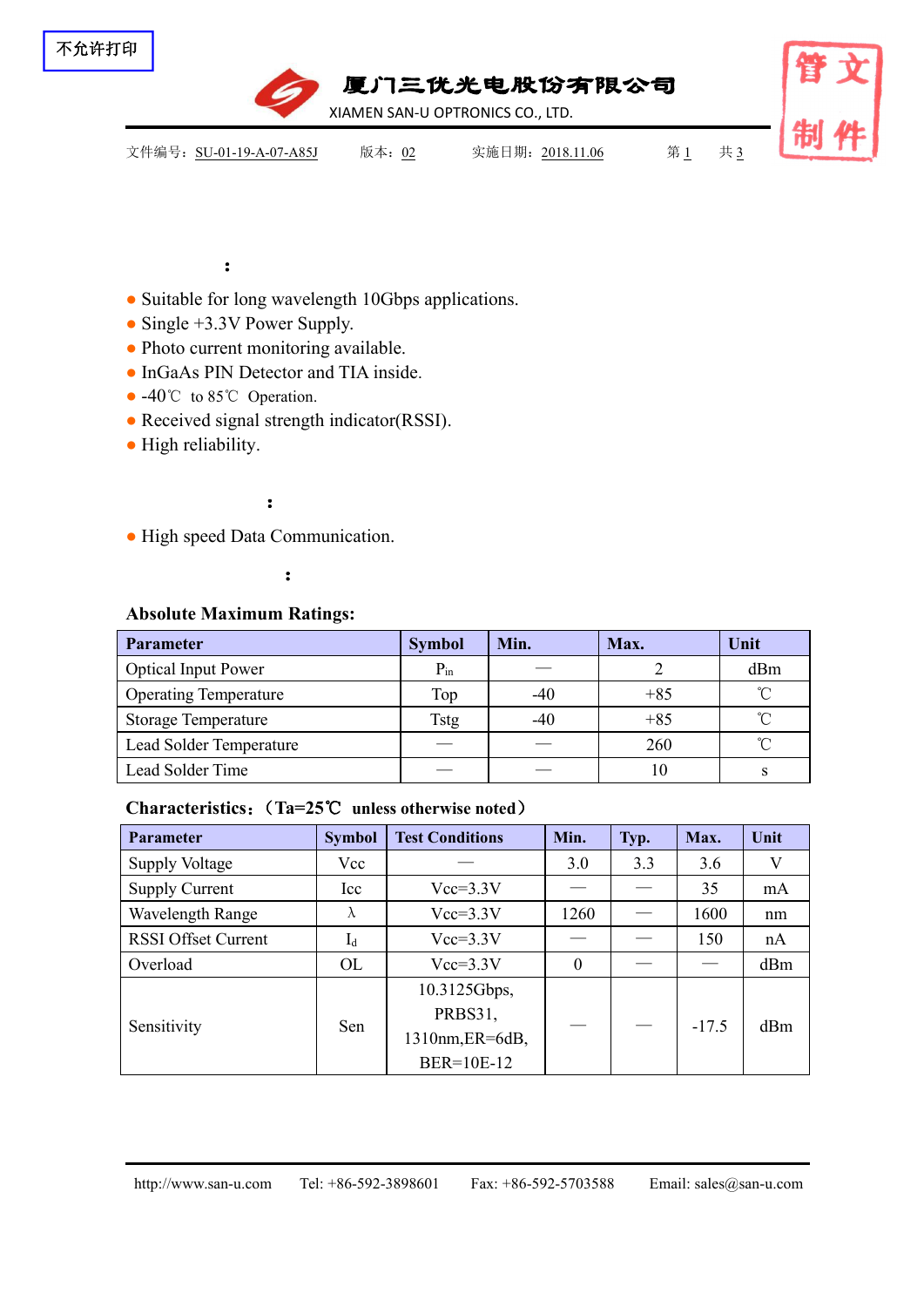不允许打印

厦门三优光电股份有限公司

XIAMEN SAN-U OPTRONICS CO., LTD.

文件编号：SU-01-19-A-07-A85J　　版本：02　　实施日期：2018.11.06

**:**

- Suitable for long wavelength 10Gbps applications.
- Single +3.3V Power Supply.
- Photo current monitoring available.
- InGaAs PIN Detector and TIA inside.
- -40℃ to 85℃ Operation.
- Received signal strength indicator(RSSI).
- High reliability.

**:**

- High speed Data Communication.

**:**

**Absolute Maximum Ratings:**

| Parameter | Symbol | Min. | Max. | Unit |
|---|---|---|---|---|
| Optical Input Power | $P_{in}$ | — | 2 | dBm |
| Operating Temperature | Top | -40 | +85 | ℃ |
| Storage Temperature | Tstg | -40 | +85 | ℃ |
| Lead Solder Temperature | — | — | 260 | ℃ |
| Lead Solder Time | — | — | 10 | s |

**Characteristics:（Ta=25℃ unless otherwise noted）**

| Parameter | Symbol | Test Conditions | Min. | Typ. | Max. | Unit |
|---|---|---|---|---|---|---|
| Supply Voltage | Vcc | — | 3.0 | 3.3 | 3.6 | V |
| Supply Current | Icc | Vcc=3.3V | — | — | 35 | mA |
| Wavelength Range | λ | Vcc=3.3V | 1260 | — | 1600 | nm |
| RSSI Offset Current | $I_d$ | Vcc=3.3V | — | — | 150 | nA |
| Overload | OL | Vcc=3.3V | 0 | — | — | dBm |
| Sensitivity | Sen | 10.3125Gbps, PRBS31, 1310nm,ER=6dB, BER=10E-12 | — | — | -17.5 | dBm |

http://www.san-u.com　　Tel: +86-592-3898601　　Fax: +86-592-5703588　　Email: sales@san-u.com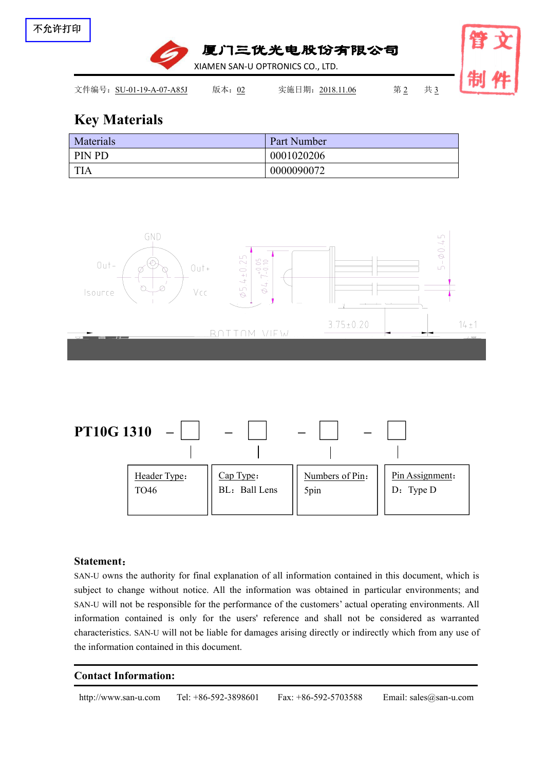## Key Materials

| Materials | Part Number |
|---|---|
| PIN PD | 0001020206 |
| TIA | 0000090072 |

**PT10G 1310** – □ – □ – □ – □

| Header Type： | Cap Type： | Numbers of Pin： | Pin Assignment： |
|---|---|---|---|
| TO46 | BL：Ball Lens | 5pin | D：Type D |

**Statement：**

SAN-U owns the authority for final explanation of all information contained in this document, which is subject to change without notice. All the information was obtained in particular environments; and SAN-U will not be responsible for the performance of the customers' actual operating environments. All information contained is only for the users' reference and shall not be considered as warranted characteristics. SAN-U will not be liable for damages arising directly or indirectly which from any use of the information contained in this document.

**Contact Information:**

http://www.san-u.com Tel: +86-592-3898601 Fax: +86-592-5703588 Email: sales@san-u.com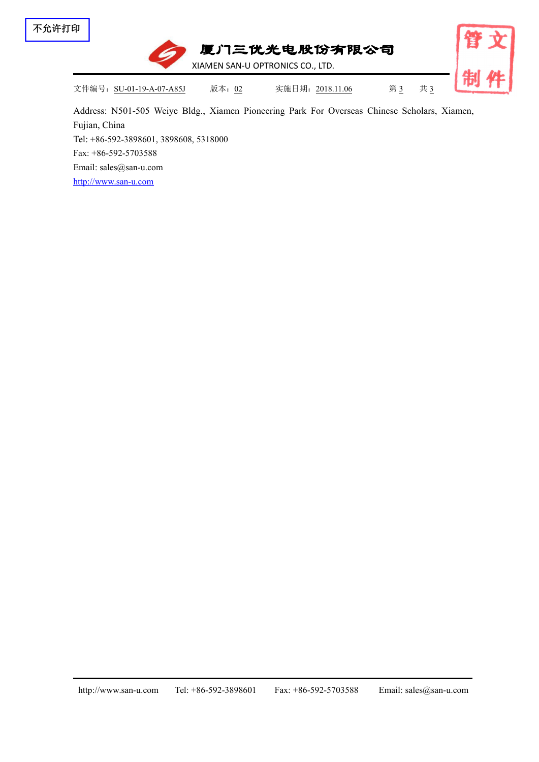Address: N501-505 Weiye Bldg., Xiamen Pioneering Park For Overseas Chinese Scholars, Xiamen, Fujian, China

Tel: +86-592-3898601, 3898608, 5318000

Fax: +86-592-5703588

Email: sales@san-u.com

http://www.san-u.com